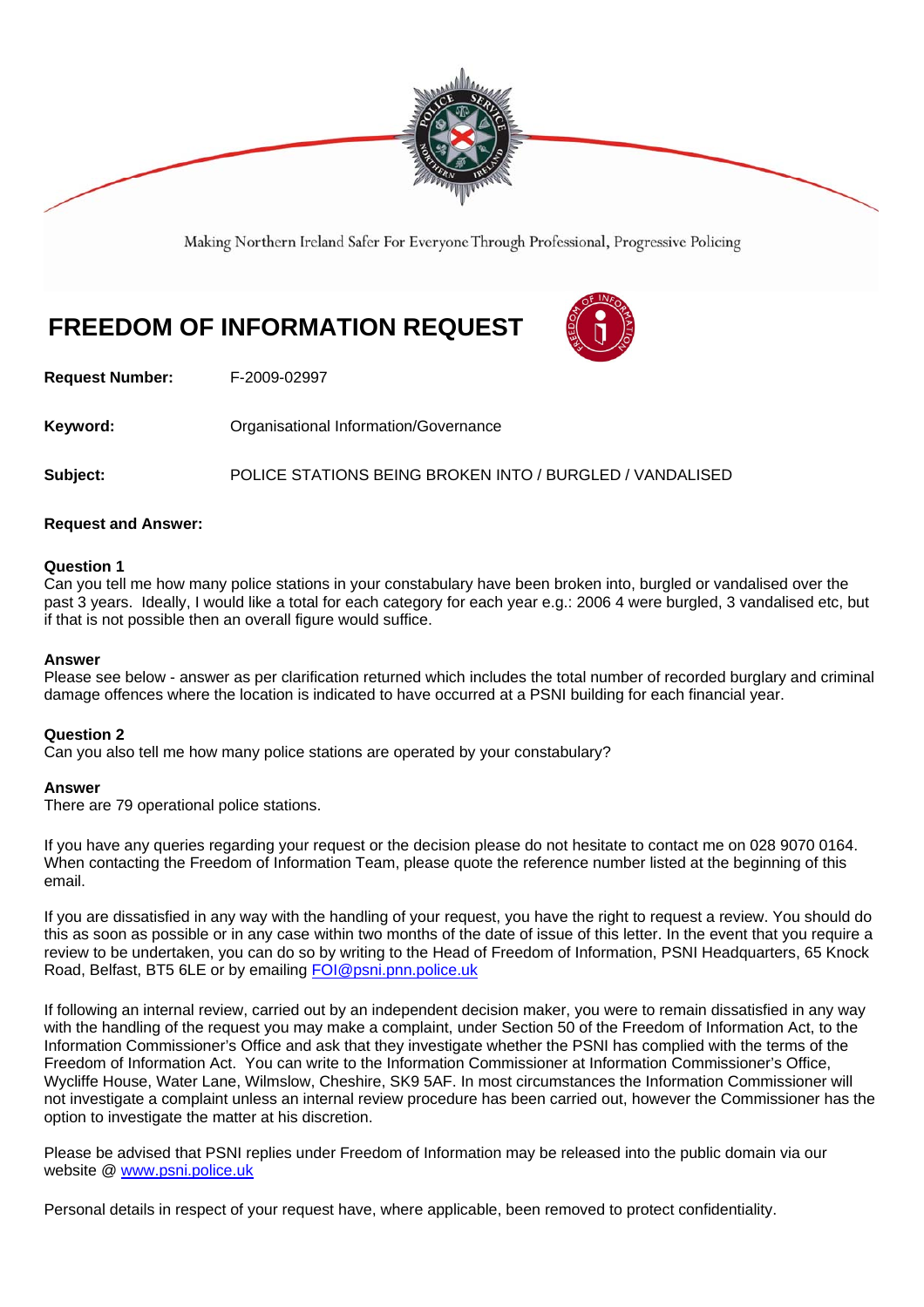Making Northern Ireland Safer For Everyone Through Professional, Progressive Policing

# FREEDOM OF INFORMATION REQUEST

**Request Number:** F-2009-02997

**Keyword:** Organisational Information/Governance

**Subject:** POLICE STATIONS BEING BROKEN INTO / BURGLED / VANDALISED

**Request and Answer:**

**Question 1**
Can you tell me how many police stations in your constabulary have been broken into, burgled or vandalised over the past 3 years. Ideally, I would like a total for each category for each year e.g.: 2006 4 were burgled, 3 vandalised etc, but if that is not possible then an overall figure would suffice.

**Answer**
Please see below - answer as per clarification returned which includes the total number of recorded burglary and criminal damage offences where the location is indicated to have occurred at a PSNI building for each financial year.

**Question 2**
Can you also tell me how many police stations are operated by your constabulary?

**Answer**
There are 79 operational police stations.

If you have any queries regarding your request or the decision please do not hesitate to contact me on 028 9070 0164. When contacting the Freedom of Information Team, please quote the reference number listed at the beginning of this email.

If you are dissatisfied in any way with the handling of your request, you have the right to request a review. You should do this as soon as possible or in any case within two months of the date of issue of this letter. In the event that you require a review to be undertaken, you can do so by writing to the Head of Freedom of Information, PSNI Headquarters, 65 Knock Road, Belfast, BT5 6LE or by emailing FOI@psni.pnn.police.uk

If following an internal review, carried out by an independent decision maker, you were to remain dissatisfied in any way with the handling of the request you may make a complaint, under Section 50 of the Freedom of Information Act, to the Information Commissioner's Office and ask that they investigate whether the PSNI has complied with the terms of the Freedom of Information Act. You can write to the Information Commissioner at Information Commissioner's Office, Wycliffe House, Water Lane, Wilmslow, Cheshire, SK9 5AF. In most circumstances the Information Commissioner will not investigate a complaint unless an internal review procedure has been carried out, however the Commissioner has the option to investigate the matter at his discretion.

Please be advised that PSNI replies under Freedom of Information may be released into the public domain via our website @ www.psni.police.uk

Personal details in respect of your request have, where applicable, been removed to protect confidentiality.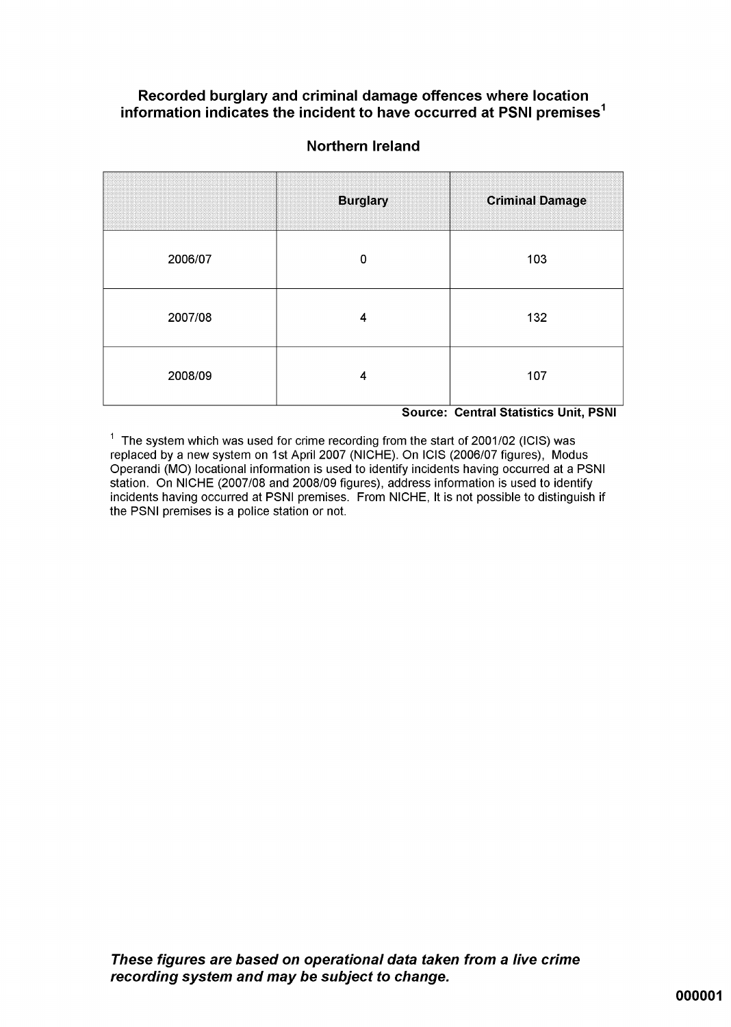## Recorded burglary and criminal damage offences where location information indicates the incident to have occurred at PSNI premises[1]

### Northern Ireland

| | Burglary | Criminal Damage |
|---|---|---|
| 2006/07 | 0 | 103 |
| 2007/08 | 4 | 132 |
| 2008/09 | 4 | 107 |

**Source: Central Statistics Unit, PSNI**

[1] The system which was used for crime recording from the start of 2001/02 (ICIS) was replaced by a new system on 1st April 2007 (NICHE). On ICIS (2006/07 figures), Modus Operandi (MO) locational information is used to identify incidents having occurred at a PSNI station. On NICHE (2007/08 and 2008/09 figures), address information is used to identify incidents having occurred at PSNI premises. From NICHE, It is not possible to distinguish if the PSNI premises is a police station or not.

***These figures are based on operational data taken from a live crime recording system and may be subject to change.***

**000001**